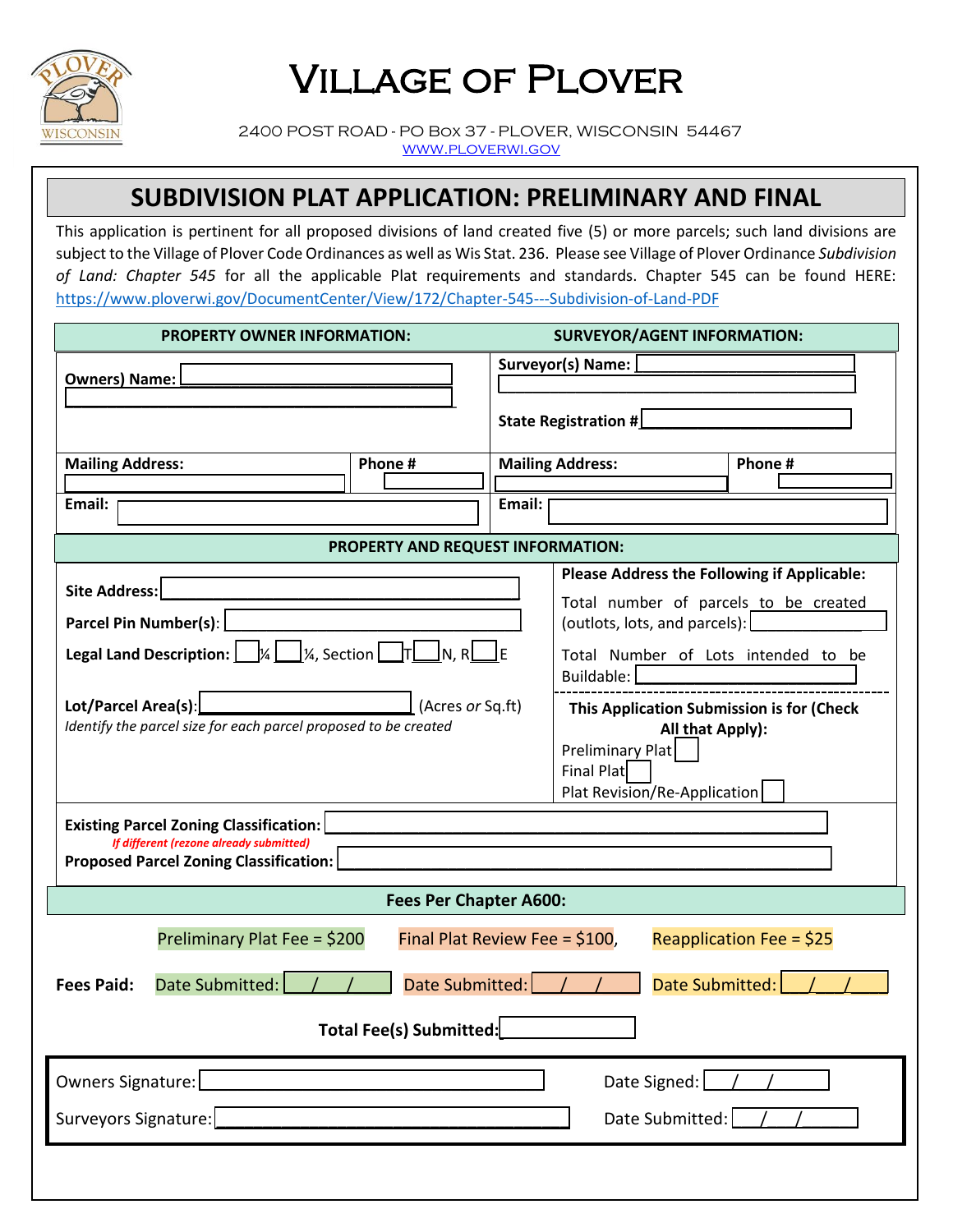# Village of Plover

2400 POST ROAD - PO BOX 37 - PLOVER, WISCONSIN 54467
WWW.PLOVERWI.GOV

## SUBDIVISION PLAT APPLICATION: PRELIMINARY AND FINAL

This application is pertinent for all proposed divisions of land created five (5) or more parcels; such land divisions are subject to the Village of Plover Code Ordinances as well as Wis Stat. 236. Please see Village of Plover Ordinance *Subdivision of Land: Chapter 545* for all the applicable Plat requirements and standards. Chapter 545 can be found HERE: https://www.ploverwi.gov/DocumentCenter/View/172/Chapter-545---Subdivision-of-Land-PDF

| PROPERTY OWNER INFORMATION: | | SURVEYOR/AGENT INFORMATION: | |
|---|---|---|---|
| Owners) Name: | | Surveyor(s) Name: | |
| | | State Registration #: | |
| Mailing Address: | Phone # | Mailing Address: | Phone # |
| Email: | | Email: | |

**PROPERTY AND REQUEST INFORMATION:**

**Site Address:**

**Parcel Pin Number(s):**

**Legal Land Description:** ___ ¼ ___ ¼, Section ___ T___ N, R___ E

**Lot/Parcel Area(s):** ____________ (Acres *or* Sq.ft)
*Identify the parcel size for each parcel proposed to be created*

**Please Address the Following if Applicable:**

Total number of parcels to be created (outlots, lots, and parcels):

Total Number of Lots intended to be Buildable:

**This Application Submission is for (Check All that Apply):**

- Preliminary Plat ☐
- Final Plat ☐
- Plat Revision/Re-Application ☐

**Existing Parcel Zoning Classification:**

*If different (rezone already submitted)*
**Proposed Parcel Zoning Classification:**

**Fees Per Chapter A600:**

Preliminary Plat Fee = $200 | Final Plat Review Fee = $100, | Reapplication Fee = $25

**Fees Paid:** Date Submitted: ___/___/___ | Date Submitted: ___/___/___ | Date Submitted: ___/___/___

**Total Fee(s) Submitted:**

Owners Signature: ______________________ Date Signed: ___/___/___

Surveyors Signature: ______________________ Date Submitted: ___/___/___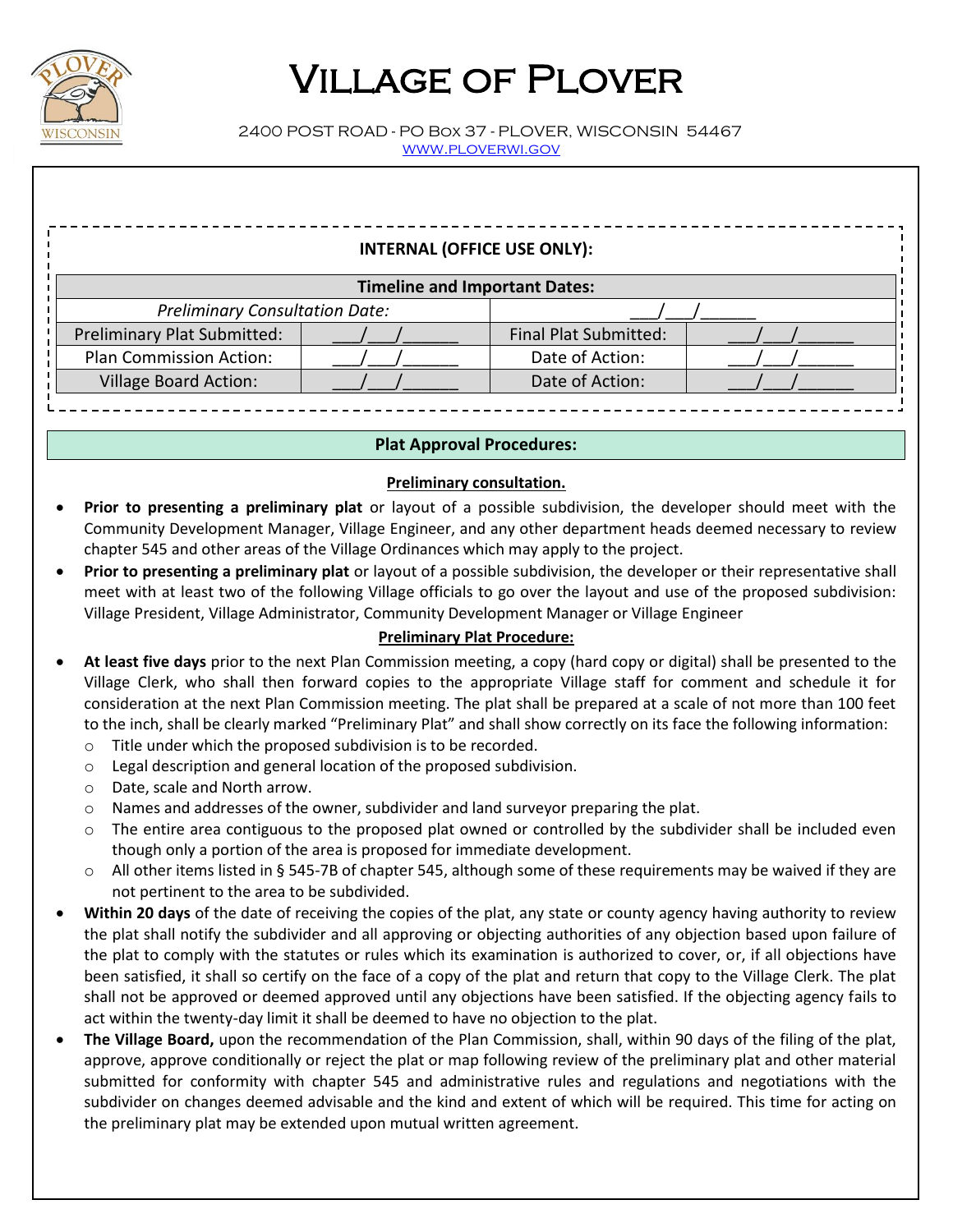# Village of Plover

2400 POST ROAD - PO Box 37 - PLOVER, WISCONSIN 54467
www.ploverwi.gov

**INTERNAL (OFFICE USE ONLY):**

| **Timeline and Important Dates:** | | | |
|---|---|---|---|
| *Preliminary Consultation Date:* | | \_\_\_/\_\_\_/\_\_\_\_\_\_ | |
| Preliminary Plat Submitted: | \_\_\_/\_\_\_/\_\_\_\_\_\_ | Final Plat Submitted: | \_\_\_/\_\_\_/\_\_\_\_\_\_ |
| Plan Commission Action: | \_\_\_/\_\_\_/\_\_\_\_\_\_ | Date of Action: | \_\_\_/\_\_\_/\_\_\_\_\_\_ |
| Village Board Action: | \_\_\_/\_\_\_/\_\_\_\_\_\_ | Date of Action: | \_\_\_/\_\_\_/\_\_\_\_\_\_ |

## Plat Approval Procedures:

### Preliminary consultation.

- **Prior to presenting a preliminary plat** or layout of a possible subdivision, the developer should meet with the Community Development Manager, Village Engineer, and any other department heads deemed necessary to review chapter 545 and other areas of the Village Ordinances which may apply to the project.
- **Prior to presenting a preliminary plat** or layout of a possible subdivision, the developer or their representative shall meet with at least two of the following Village officials to go over the layout and use of the proposed subdivision: Village President, Village Administrator, Community Development Manager or Village Engineer

### Preliminary Plat Procedure:

- **At least five days** prior to the next Plan Commission meeting, a copy (hard copy or digital) shall be presented to the Village Clerk, who shall then forward copies to the appropriate Village staff for comment and schedule it for consideration at the next Plan Commission meeting. The plat shall be prepared at a scale of not more than 100 feet to the inch, shall be clearly marked "Preliminary Plat" and shall show correctly on its face the following information:
  - Title under which the proposed subdivision is to be recorded.
  - Legal description and general location of the proposed subdivision.
  - Date, scale and North arrow.
  - Names and addresses of the owner, subdivider and land surveyor preparing the plat.
  - The entire area contiguous to the proposed plat owned or controlled by the subdivider shall be included even though only a portion of the area is proposed for immediate development.
  - All other items listed in § 545-7B of chapter 545, although some of these requirements may be waived if they are not pertinent to the area to be subdivided.
- **Within 20 days** of the date of receiving the copies of the plat, any state or county agency having authority to review the plat shall notify the subdivider and all approving or objecting authorities of any objection based upon failure of the plat to comply with the statutes or rules which its examination is authorized to cover, or, if all objections have been satisfied, it shall so certify on the face of a copy of the plat and return that copy to the Village Clerk. The plat shall not be approved or deemed approved until any objections have been satisfied. If the objecting agency fails to act within the twenty-day limit it shall be deemed to have no objection to the plat.
- **The Village Board,** upon the recommendation of the Plan Commission, shall, within 90 days of the filing of the plat, approve, approve conditionally or reject the plat or map following review of the preliminary plat and other material submitted for conformity with chapter 545 and administrative rules and regulations and negotiations with the subdivider on changes deemed advisable and the kind and extent of which will be required. This time for acting on the preliminary plat may be extended upon mutual written agreement.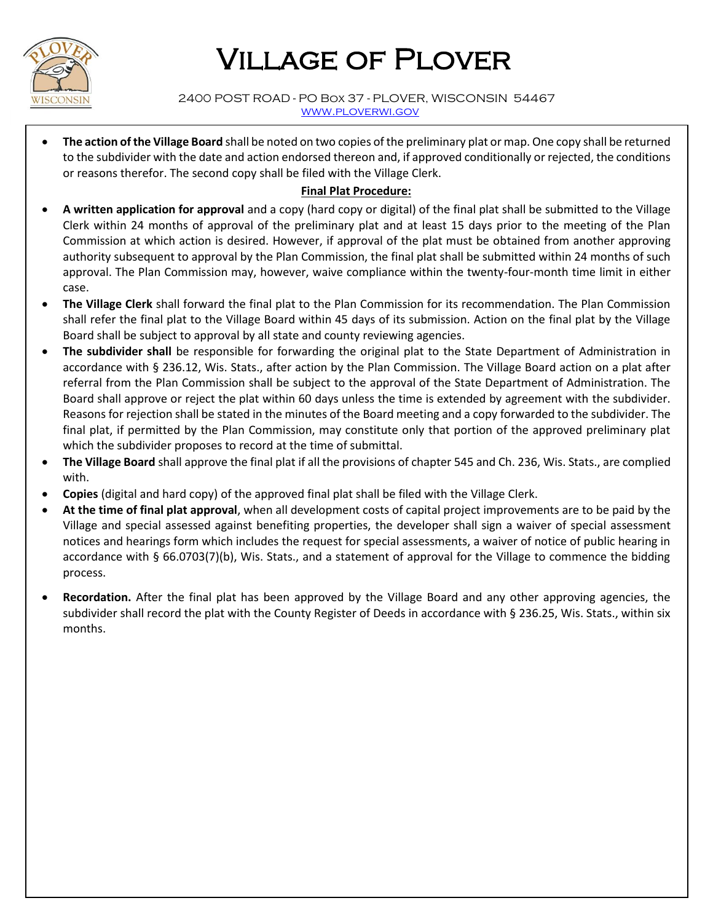- **The action of the Village Board** shall be noted on two copies of the preliminary plat or map. One copy shall be returned to the subdivider with the date and action endorsed thereon and, if approved conditionally or rejected, the conditions or reasons therefor. The second copy shall be filed with the Village Clerk.

**Final Plat Procedure:**

- **A written application for approval** and a copy (hard copy or digital) of the final plat shall be submitted to the Village Clerk within 24 months of approval of the preliminary plat and at least 15 days prior to the meeting of the Plan Commission at which action is desired. However, if approval of the plat must be obtained from another approving authority subsequent to approval by the Plan Commission, the final plat shall be submitted within 24 months of such approval. The Plan Commission may, however, waive compliance within the twenty-four-month time limit in either case.
- **The Village Clerk** shall forward the final plat to the Plan Commission for its recommendation. The Plan Commission shall refer the final plat to the Village Board within 45 days of its submission. Action on the final plat by the Village Board shall be subject to approval by all state and county reviewing agencies.
- **The subdivider shall** be responsible for forwarding the original plat to the State Department of Administration in accordance with § 236.12, Wis. Stats., after action by the Plan Commission. The Village Board action on a plat after referral from the Plan Commission shall be subject to the approval of the State Department of Administration. The Board shall approve or reject the plat within 60 days unless the time is extended by agreement with the subdivider. Reasons for rejection shall be stated in the minutes of the Board meeting and a copy forwarded to the subdivider. The final plat, if permitted by the Plan Commission, may constitute only that portion of the approved preliminary plat which the subdivider proposes to record at the time of submittal.
- **The Village Board** shall approve the final plat if all the provisions of chapter 545 and Ch. 236, Wis. Stats., are complied with.
- **Copies** (digital and hard copy) of the approved final plat shall be filed with the Village Clerk.
- **At the time of final plat approval**, when all development costs of capital project improvements are to be paid by the Village and special assessed against benefiting properties, the developer shall sign a waiver of special assessment notices and hearings form which includes the request for special assessments, a waiver of notice of public hearing in accordance with § 66.0703(7)(b), Wis. Stats., and a statement of approval for the Village to commence the bidding process.
- **Recordation.** After the final plat has been approved by the Village Board and any other approving agencies, the subdivider shall record the plat with the County Register of Deeds in accordance with § 236.25, Wis. Stats., within six months.